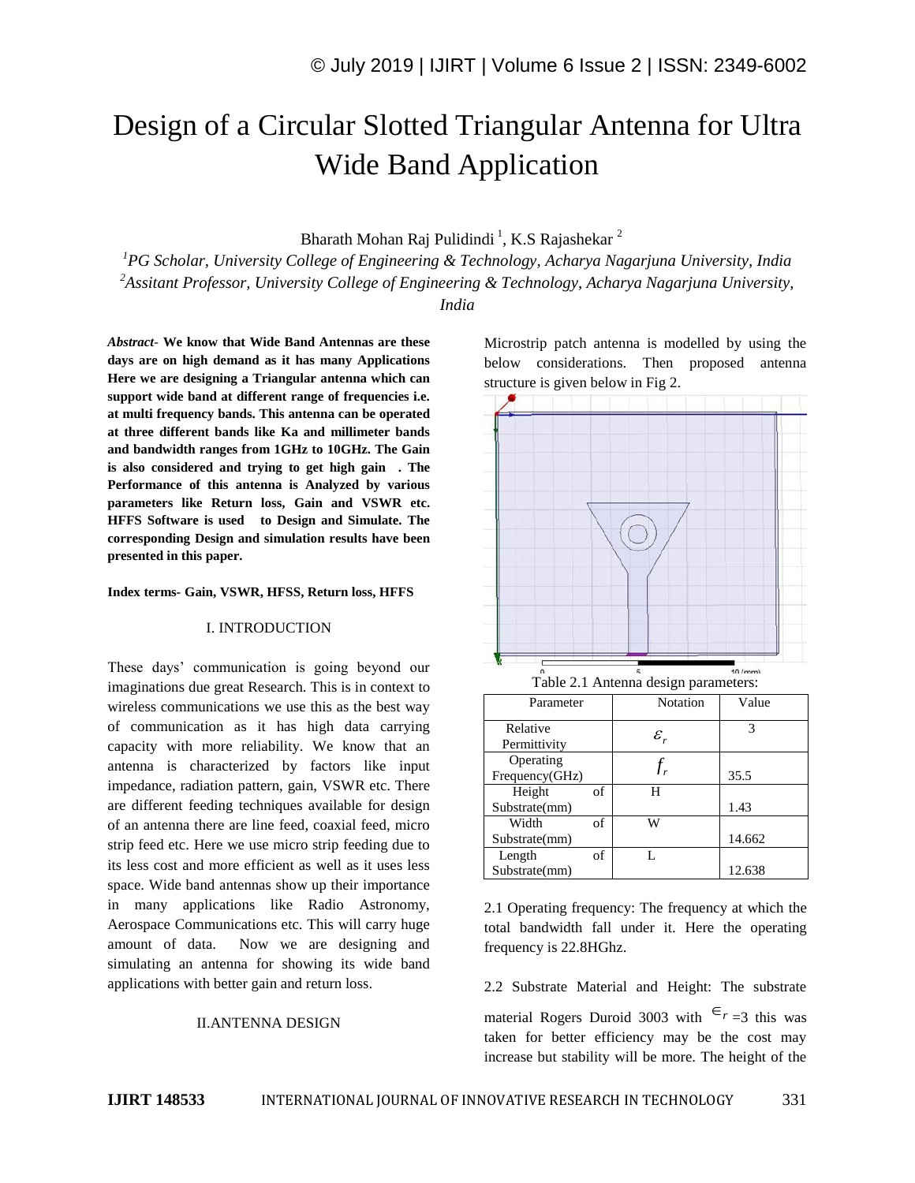# Design of a Circular Slotted Triangular Antenna for Ultra Wide Band Application

Bharath Mohan Raj Pulidindi [1], K.S Rajashekar [2]

[1]*PG Scholar, University College of Engineering & Technology, Acharya Nagarjuna University, India*
[2]*Assitant Professor, University College of Engineering & Technology, Acharya Nagarjuna University, India*

***Abstract-* We know that Wide Band Antennas are these days are on high demand as it has many Applications Here we are designing a Triangular antenna which can support wide band at different range of frequencies i.e. at multi frequency bands. This antenna can be operated at three different bands like Ka and millimeter bands and bandwidth ranges from 1GHz to 10GHz. The Gain is also considered and trying to get high gain . The Performance of this antenna is Analyzed by various parameters like Return loss, Gain and VSWR etc. HFFS Software is used to Design and Simulate. The corresponding Design and simulation results have been presented in this paper.**

**Index terms- Gain, VSWR, HFSS, Return loss, HFFS**

## I. INTRODUCTION

These days' communication is going beyond our imaginations due great Research. This is in context to wireless communications we use this as the best way of communication as it has high data carrying capacity with more reliability. We know that an antenna is characterized by factors like input impedance, radiation pattern, gain, VSWR etc. There are different feeding techniques available for design of an antenna there are line feed, coaxial feed, micro strip feed etc. Here we use micro strip feeding due to its less cost and more efficient as well as it uses less space. Wide band antennas show up their importance in many applications like Radio Astronomy, Aerospace Communications etc. This will carry huge amount of data. Now we are designing and simulating an antenna for showing its wide band applications with better gain and return loss.

## II.ANTENNA DESIGN

Microstrip patch antenna is modelled by using the below considerations. Then proposed antenna structure is given below in Fig 2.

Table 2.1 Antenna design parameters:

| Parameter | Notation | Value |
|---|---|---|
| Relative Permittivity | $\varepsilon_r$ | 3 |
| Operating Frequency(GHz) | $f_r$ | 35.5 |
| Height of Substrate(mm) | H | 1.43 |
| Width of Substrate(mm) | W | 14.662 |
| Length of Substrate(mm) | L | 12.638 |

2.1 Operating frequency: The frequency at which the total bandwidth fall under it. Here the operating frequency is 22.8HGhz.

2.2 Substrate Material and Height: The substrate material Rogers Duroid 3003 with $\in_r$ =3 this was taken for better efficiency may be the cost may increase but stability will be more. The height of the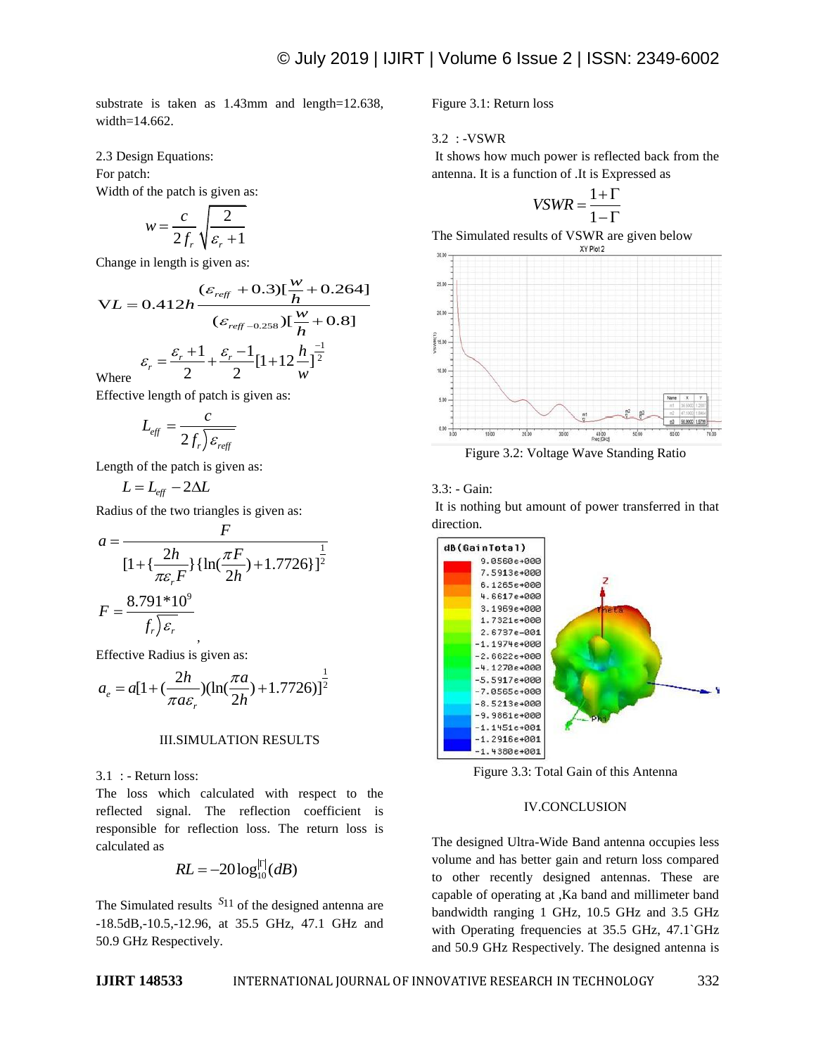substrate is taken as 1.43mm and length=12.638, width=14.662.

2.3 Design Equations:

For patch:

Width of the patch is given as:

$$w = \frac{c}{2f_r}\sqrt{\frac{2}{\varepsilon_r + 1}}$$

Change in length is given as:

$$VL = 0.412h\frac{(\varepsilon_{reff} + 0.3)[\frac{w}{h} + 0.264]}{(\varepsilon_{reff-0.258})[\frac{w}{h} + 0.8]}$$

$$\varepsilon_r = \frac{\varepsilon_r + 1}{2} + \frac{\varepsilon_r - 1}{2}[1 + 12\frac{h}{w}]^{\frac{-1}{2}}$$

Where

Effective length of patch is given as:

$$L_{eff} = \frac{c}{2f_r)\varepsilon_{reff}}$$

Length of the patch is given as:

$$L = L_{eff} - 2\Delta L$$

Radius of the two triangles is given as:

$$a = \frac{F}{[1 + \{\frac{2h}{\pi\varepsilon_r F}\}\{\ln(\frac{\pi F}{2h}) + 1.7726\}]^{\frac{1}{2}}}$$

$$F = \frac{8.791 * 10^9}{f_r)\varepsilon_r},$$

Effective Radius is given as:

$$a_e = a[1 + (\frac{2h}{\pi a\varepsilon_r})(\ln(\frac{\pi a}{2h}) + 1.7726)]^{\frac{1}{2}}$$

## III.SIMULATION RESULTS

3.1 : - Return loss:

The loss which calculated with respect to the reflected signal. The reflection coefficient is responsible for reflection loss. The return loss is calculated as

$$RL = -20\log_{10}^{|\Gamma|}(dB)$$

The Simulated results $S_{11}$ of the designed antenna are -18.5dB,-10.5,-12.96, at 35.5 GHz, 47.1 GHz and 50.9 GHz Respectively.

Figure 3.1: Return loss

3.2 : -VSWR

It shows how much power is reflected back from the antenna. It is a function of .It is Expressed as

$$VSWR = \frac{1+\Gamma}{1-\Gamma}$$

The Simulated results of VSWR are given below

Figure 3.2: Voltage Wave Standing Ratio

3.3: - Gain:

It is nothing but amount of power transferred in that direction.

Figure 3.3: Total Gain of this Antenna

## IV.CONCLUSION

The designed Ultra-Wide Band antenna occupies less volume and has better gain and return loss compared to other recently designed antennas. These are capable of operating at ,Ka band and millimeter band bandwidth ranging 1 GHz, 10.5 GHz and 3.5 GHz with Operating frequencies at 35.5 GHz, 47.1`GHz and 50.9 GHz Respectively. The designed antenna is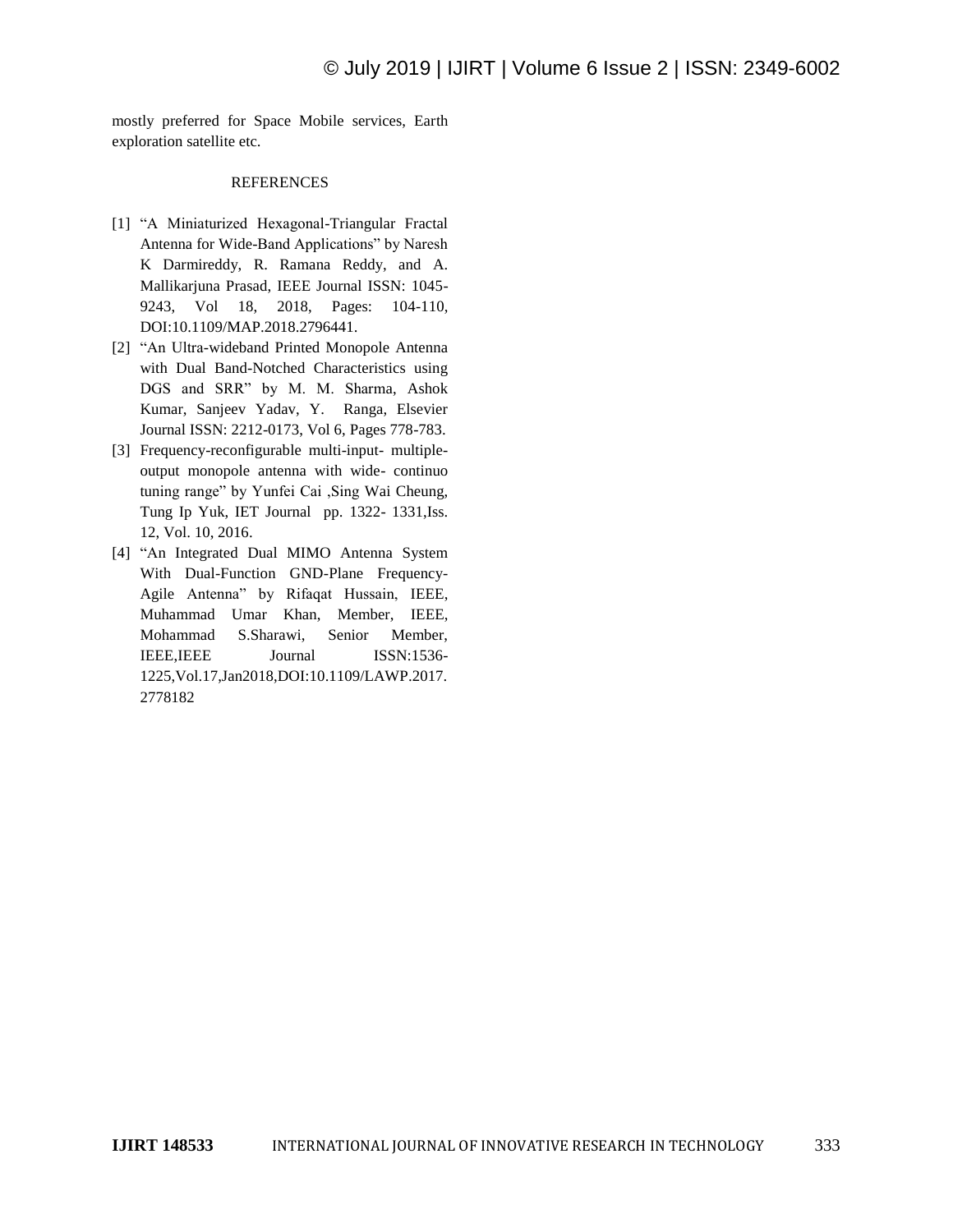mostly preferred for Space Mobile services, Earth exploration satellite etc.

## REFERENCES

[1] "A Miniaturized Hexagonal-Triangular Fractal Antenna for Wide-Band Applications" by Naresh K Darmireddy, R. Ramana Reddy, and A. Mallikarjuna Prasad, IEEE Journal ISSN: 1045-9243, Vol 18, 2018, Pages: 104-110, DOI:10.1109/MAP.2018.2796441.

[2] "An Ultra-wideband Printed Monopole Antenna with Dual Band-Notched Characteristics using DGS and SRR" by M. M. Sharma, Ashok Kumar, Sanjeev Yadav, Y. Ranga, Elsevier Journal ISSN: 2212-0173, Vol 6, Pages 778-783.

[3] Frequency-reconfigurable multi-input- multiple-output monopole antenna with wide- continuo tuning range" by Yunfei Cai ,Sing Wai Cheung, Tung Ip Yuk, IET Journal pp. 1322- 1331,Iss. 12, Vol. 10, 2016.

[4] "An Integrated Dual MIMO Antenna System With Dual-Function GND-Plane Frequency-Agile Antenna" by Rifaqat Hussain, IEEE, Muhammad Umar Khan, Member, IEEE, Mohammad S.Sharawi, Senior Member, IEEE,IEEE Journal ISSN:1536-1225,Vol.17,Jan2018,DOI:10.1109/LAWP.2017.2778182